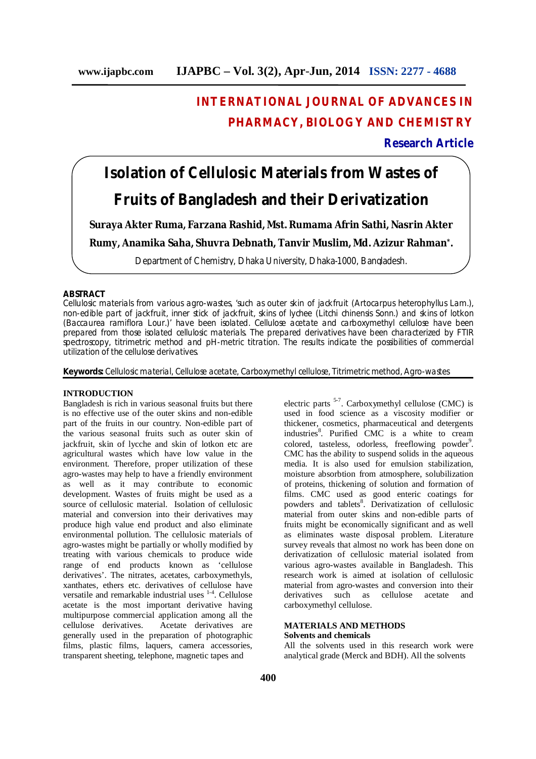# INTERNATIONAL JOURNAL OF ADVANCES IN PHARMACY, BIOLOGY AND CHEMISTRY

**Research Article**

# Isolation of Cellulosic Materials from Wastes of Fruits of Bangladesh and their Derivatization

**Suraya Akter Ruma, Farzana Rashid, Mst. Rumama Afrin Sathi, Nasrin Akter Rumy, Anamika Saha, Shuvra Debnath, Tanvir Muslim, Md. Azizur Rahman*.**

Department of Chemistry, Dhaka University, Dhaka-1000, Bangladesh.

## ABSTRACT

Cellulosic materials from various agro-wastes, 'such as outer skin of jackfruit (*Artocarpus heterophyllus* Lam.), non-edible part of jackfruit, inner stick of jackfruit, skins of lychee (*Litchi chinensis* Sonn.) and skins of lotkon (*Baccaurea ramiflora* Lour.)' have been isolated. Cellulose acetate and carboxymethyl cellulose have been prepared from those isolated cellulosic materials. The prepared derivatives have been characterized by FTIR spectroscopy, titrimetric method and pH-metric titration. The results indicate the possibilities of commercial utilization of the cellulose derivatives.

**Keywords:** Cellulosic material, Cellulose acetate, Carboxymethyl cellulose, Titrimetric method, Agro-wastes

## INTRODUCTION

Bangladesh is rich in various seasonal fruits but there is no effective use of the outer skins and non-edible part of the fruits in our country. Non-edible part of the various seasonal fruits such as outer skin of jackfruit, skin of lycche and skin of lotkon etc are agricultural wastes which have low value in the environment. Therefore, proper utilization of these agro-wastes may help to have a friendly environment as well as it may contribute to economic development. Wastes of fruits might be used as a source of cellulosic material. Isolation of cellulosic material and conversion into their derivatives may produce high value end product and also eliminate environmental pollution. The cellulosic materials of agro-wastes might be partially or wholly modified by treating with various chemicals to produce wide range of end products known as 'cellulose derivatives'. The nitrates, acetates, carboxymethyls, xanthates, ethers etc. derivatives of cellulose have versatile and remarkable industrial uses [1-4]. Cellulose acetate is the most important derivative having multipurpose commercial application among all the cellulose derivatives. Acetate derivatives are generally used in the preparation of photographic films, plastic films, laquers, camera accessories, transparent sheeting, telephone, magnetic tapes and electric parts [5-7]. Carboxymethyl cellulose (CMC) is used in food science as a viscosity modifier or thickener, cosmetics, pharmaceutical and detergents industries[8]. Purified CMC is a white to cream colored, tasteless, odorless, freeflowing powder[9]. CMC has the ability to suspend solids in the aqueous media. It is also used for emulsion stabilization, moisture absorbtion from atmosphere, solubilization of proteins, thickening of solution and formation of films. CMC used as good enteric coatings for powders and tablets[8]. Derivatization of cellulosic material from outer skins and non-edible parts of fruits might be economically significant and as well as eliminates waste disposal problem. Literature survey reveals that almost no work has been done on derivatization of cellulosic material isolated from various agro-wastes available in Bangladesh. This research work is aimed at isolation of cellulosic material from agro-wastes and conversion into their derivatives such as cellulose acetate and carboxymethyl cellulose.

## MATERIALS AND METHODS

### Solvents and chemicals

All the solvents used in this research work were analytical grade (Merck and BDH). All the solvents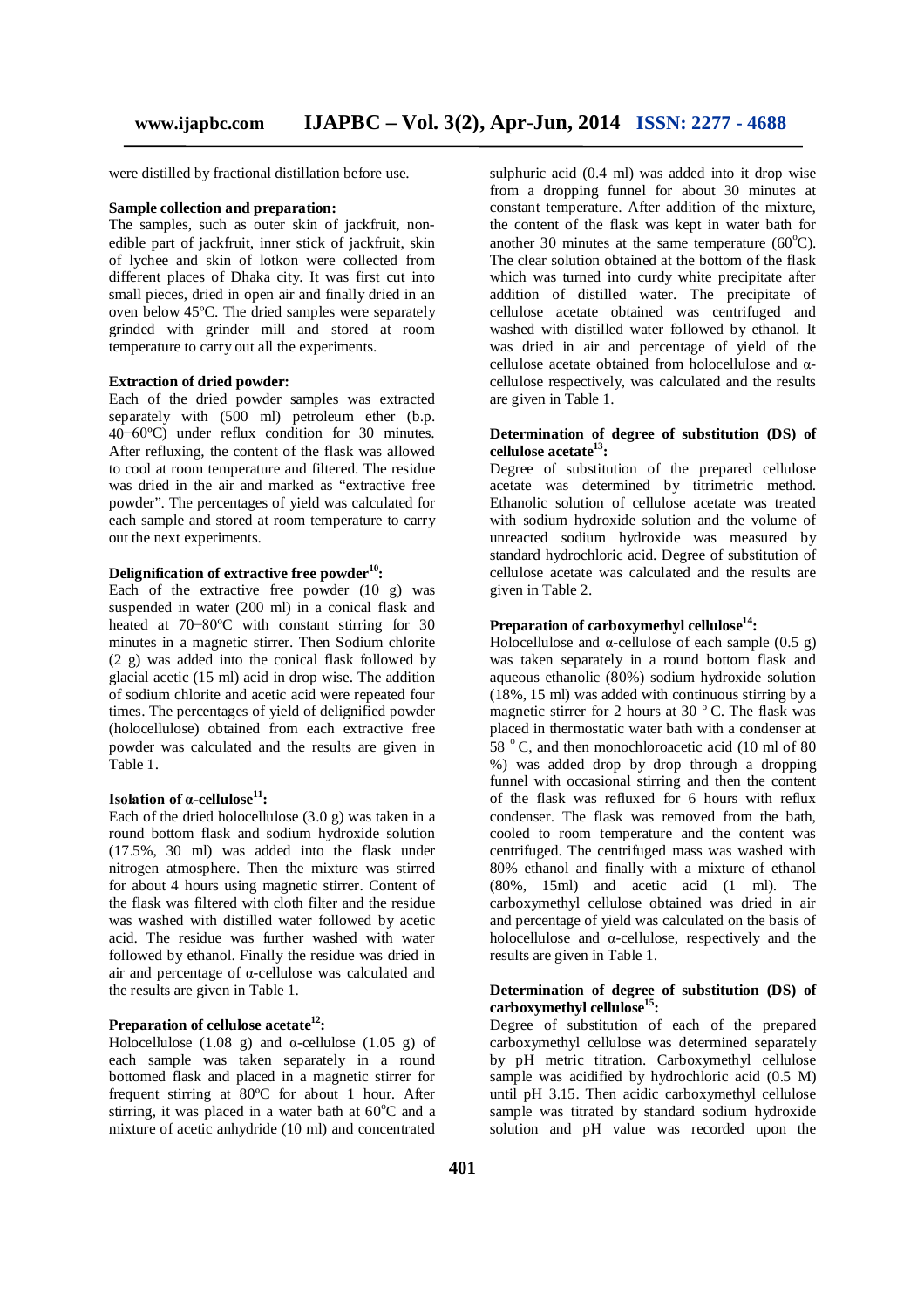were distilled by fractional distillation before use.

**Sample collection and preparation:**

The samples, such as outer skin of jackfruit, non-edible part of jackfruit, inner stick of jackfruit, skin of lychee and skin of lotkon were collected from different places of Dhaka city. It was first cut into small pieces, dried in open air and finally dried in an oven below 45ºC. The dried samples were separately grinded with grinder mill and stored at room temperature to carry out all the experiments.

**Extraction of dried powder:**

Each of the dried powder samples was extracted separately with (500 ml) petroleum ether (b.p. 40−60ºC) under reflux condition for 30 minutes. After refluxing, the content of the flask was allowed to cool at room temperature and filtered. The residue was dried in the air and marked as "extractive free powder". The percentages of yield was calculated for each sample and stored at room temperature to carry out the next experiments.

**Delignification of extractive free powder[10]:**

Each of the extractive free powder (10 g) was suspended in water (200 ml) in a conical flask and heated at 70−80ºC with constant stirring for 30 minutes in a magnetic stirrer. Then Sodium chlorite (2 g) was added into the conical flask followed by glacial acetic (15 ml) acid in drop wise. The addition of sodium chlorite and acetic acid were repeated four times. The percentages of yield of delignified powder (holocellulose) obtained from each extractive free powder was calculated and the results are given in Table 1.

**Isolation of α-cellulose[11]:**

Each of the dried holocellulose (3.0 g) was taken in a round bottom flask and sodium hydroxide solution (17.5%, 30 ml) was added into the flask under nitrogen atmosphere. Then the mixture was stirred for about 4 hours using magnetic stirrer. Content of the flask was filtered with cloth filter and the residue was washed with distilled water followed by acetic acid. The residue was further washed with water followed by ethanol. Finally the residue was dried in air and percentage of α-cellulose was calculated and the results are given in Table 1.

**Preparation of cellulose acetate[12]:**

Holocellulose (1.08 g) and α-cellulose (1.05 g) of each sample was taken separately in a round bottomed flask and placed in a magnetic stirrer for frequent stirring at 80ºC for about 1 hour. After stirring, it was placed in a water bath at 60ºC and a mixture of acetic anhydride (10 ml) and concentrated sulphuric acid (0.4 ml) was added into it drop wise from a dropping funnel for about 30 minutes at constant temperature. After addition of the mixture, the content of the flask was kept in water bath for another 30 minutes at the same temperature (60ºC). The clear solution obtained at the bottom of the flask which was turned into curdy white precipitate after addition of distilled water. The precipitate of cellulose acetate obtained was centrifuged and washed with distilled water followed by ethanol. It was dried in air and percentage of yield of the cellulose acetate obtained from holocellulose and α-cellulose respectively, was calculated and the results are given in Table 1.

**Determination of degree of substitution (DS) of cellulose acetate[13]:**

Degree of substitution of the prepared cellulose acetate was determined by titrimetric method. Ethanolic solution of cellulose acetate was treated with sodium hydroxide solution and the volume of unreacted sodium hydroxide was measured by standard hydrochloric acid. Degree of substitution of cellulose acetate was calculated and the results are given in Table 2.

**Preparation of carboxymethyl cellulose[14]:**

Holocellulose and α-cellulose of each sample (0.5 g) was taken separately in a round bottom flask and aqueous ethanolic (80%) sodium hydroxide solution (18%, 15 ml) was added with continuous stirring by a magnetic stirrer for 2 hours at 30 ºC. The flask was placed in thermostatic water bath with a condenser at 58 ºC, and then monochloroacetic acid (10 ml of 80 %) was added drop by drop through a dropping funnel with occasional stirring and then the content of the flask was refluxed for 6 hours with reflux condenser. The flask was removed from the bath, cooled to room temperature and the content was centrifuged. The centrifuged mass was washed with 80% ethanol and finally with a mixture of ethanol (80%, 15ml) and acetic acid (1 ml). The carboxymethyl cellulose obtained was dried in air and percentage of yield was calculated on the basis of holocellulose and α-cellulose, respectively and the results are given in Table 1.

**Determination of degree of substitution (DS) of carboxymethyl cellulose[15]:**

Degree of substitution of each of the prepared carboxymethyl cellulose was determined separately by pH metric titration. Carboxymethyl cellulose sample was acidified by hydrochloric acid (0.5 M) until pH 3.15. Then acidic carboxymethyl cellulose sample was titrated by standard sodium hydroxide solution and pH value was recorded upon the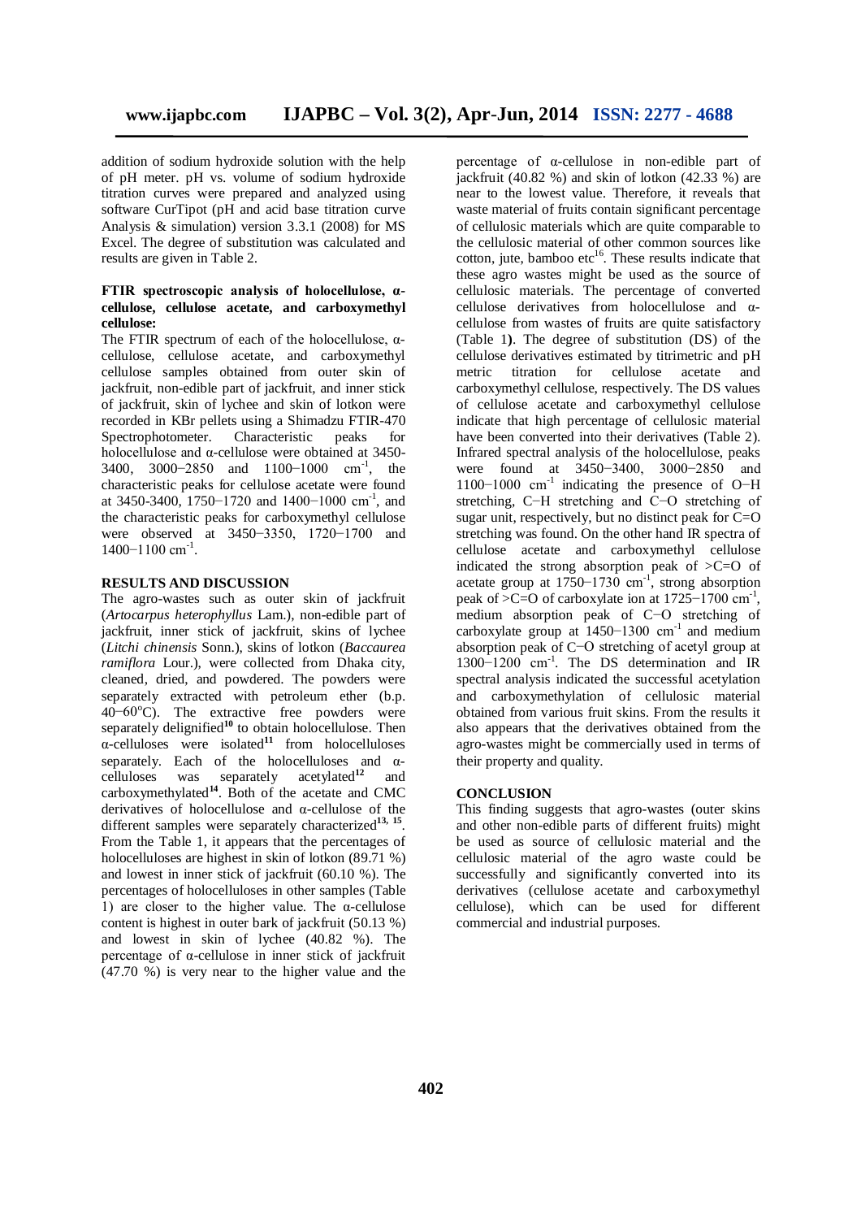addition of sodium hydroxide solution with the help of pH meter. pH vs. volume of sodium hydroxide titration curves were prepared and analyzed using software CurTipot (pH and acid base titration curve Analysis & simulation) version 3.3.1 (2008) for MS Excel. The degree of substitution was calculated and results are given in Table 2.

**FTIR spectroscopic analysis of holocellulose, α-cellulose, cellulose acetate, and carboxymethyl cellulose:**

The FTIR spectrum of each of the holocellulose, α-cellulose, cellulose acetate, and carboxymethyl cellulose samples obtained from outer skin of jackfruit, non-edible part of jackfruit, and inner stick of jackfruit, skin of lychee and skin of lotkon were recorded in KBr pellets using a Shimadzu FTIR-470 Spectrophotometer. Characteristic peaks for holocellulose and α-cellulose were obtained at 3450-3400, 3000−2850 and 1100−1000 $cm^{-1}$, the characteristic peaks for cellulose acetate were found at 3450-3400, 1750−1720 and 1400−1000 $cm^{-1}$, and the characteristic peaks for carboxymethyl cellulose were observed at 3450−3350, 1720−1700 and 1400−1100 $cm^{-1}$.

**RESULTS AND DISCUSSION**

The agro-wastes such as outer skin of jackfruit (*Artocarpus heterophyllus* Lam.), non-edible part of jackfruit, inner stick of jackfruit, skins of lychee (*Litchi chinensis* Sonn.), skins of lotkon (*Baccaurea ramiflora* Lour.), were collected from Dhaka city, cleaned, dried, and powdered. The powders were separately extracted with petroleum ether (b.p. 40−60°C). The extractive free powders were separately delignified[10] to obtain holocellulose. Then α-celluloses were isolated[11] from holocelluloses separately. Each of the holocelluloses and α-celluloses was separately acetylated[12] and carboxymethylated[14]. Both of the acetate and CMC derivatives of holocellulose and α-cellulose of the different samples were separately characterized[13, 15]. From the Table 1, it appears that the percentages of holocelluloses are highest in skin of lotkon (89.71 %) and lowest in inner stick of jackfruit (60.10 %). The percentages of holocelluloses in other samples (Table 1) are closer to the higher value. The α-cellulose content is highest in outer bark of jackfruit (50.13 %) and lowest in skin of lychee (40.82 %). The percentage of α-cellulose in inner stick of jackfruit (47.70 %) is very near to the higher value and the percentage of α-cellulose in non-edible part of jackfruit (40.82 %) and skin of lotkon (42.33 %) are near to the lowest value. Therefore, it reveals that waste material of fruits contain significant percentage of cellulosic materials which are quite comparable to the cellulosic material of other common sources like cotton, jute, bamboo etc[16]. These results indicate that these agro wastes might be used as the source of cellulosic materials. The percentage of converted cellulose derivatives from holocellulose and α-cellulose from wastes of fruits are quite satisfactory (Table 1**)**. The degree of substitution (DS) of the cellulose derivatives estimated by titrimetric and pH metric titration for cellulose acetate and carboxymethyl cellulose, respectively. The DS values of cellulose acetate and carboxymethyl cellulose indicate that high percentage of cellulosic material have been converted into their derivatives (Table 2). Infrared spectral analysis of the holocellulose, peaks were found at 3450−3400, 3000−2850 and 1100−1000 $cm^{-1}$ indicating the presence of O−H stretching, C−H stretching and C−O stretching of sugar unit, respectively, but no distinct peak for C=O stretching was found. On the other hand IR spectra of cellulose acetate and carboxymethyl cellulose indicated the strong absorption peak of >C=O of acetate group at 1750−1730 $cm^{-1}$, strong absorption peak of >C=O of carboxylate ion at 1725−1700 $cm^{-1}$, medium absorption peak of C−O stretching of carboxylate group at 1450−1300 $cm^{-1}$ and medium absorption peak of C−O stretching of acetyl group at 1300−1200 $cm^{-1}$. The DS determination and IR spectral analysis indicated the successful acetylation and carboxymethylation of cellulosic material obtained from various fruit skins. From the results it also appears that the derivatives obtained from the agro-wastes might be commercially used in terms of their property and quality.

**CONCLUSION**

This finding suggests that agro-wastes (outer skins and other non-edible parts of different fruits) might be used as source of cellulosic material and the cellulosic material of the agro waste could be successfully and significantly converted into its derivatives (cellulose acetate and carboxymethyl cellulose), which can be used for different commercial and industrial purposes.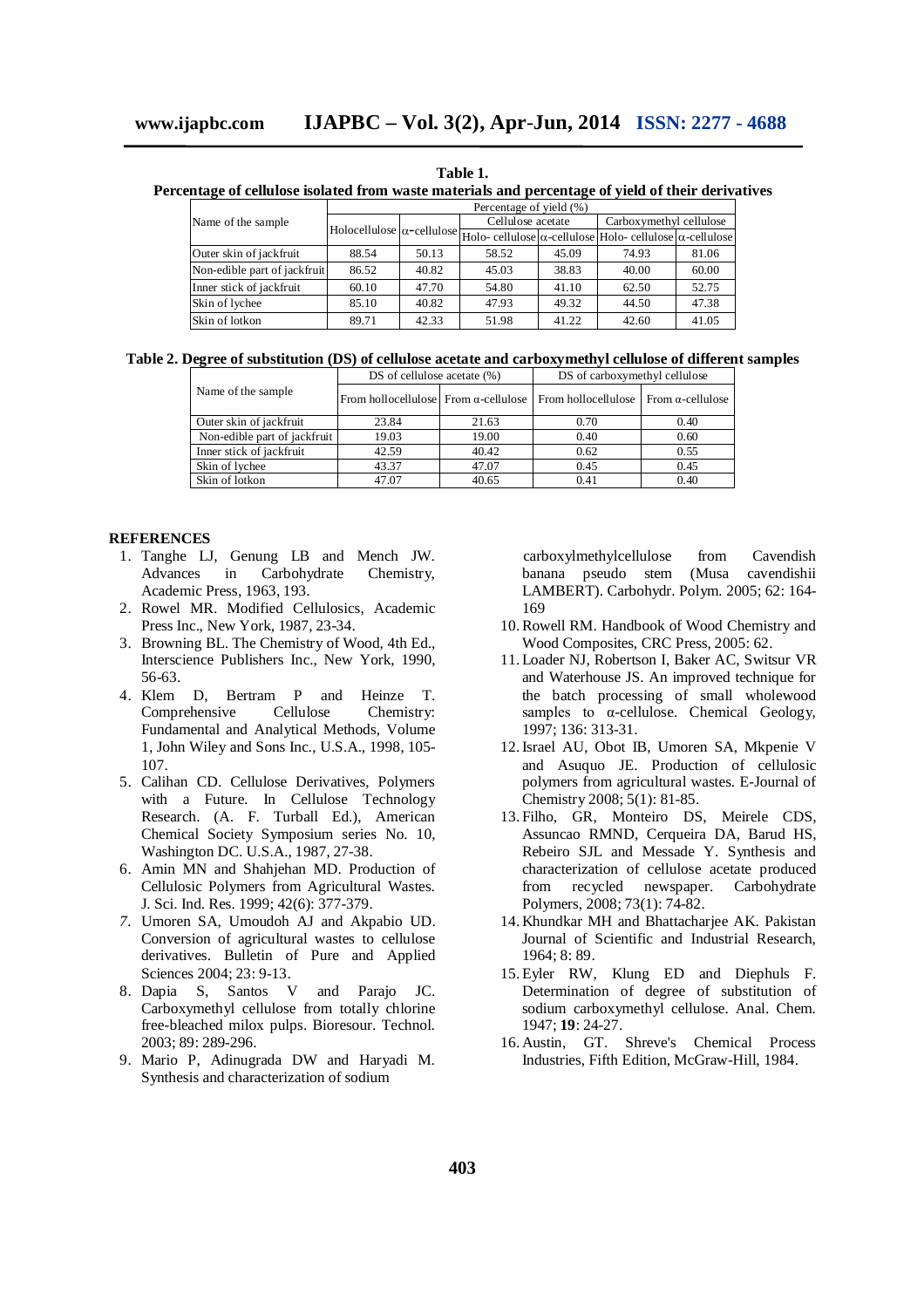**Table 1.**
**Percentage of cellulose isolated from waste materials and percentage of yield of their derivatives**

| Name of the sample | Percentage of yield (%) | | | | | |
|---|---|---|---|---|---|---|
| | Holocellulose | α-cellulose | Cellulose acetate | | Carboxymethyl cellulose | |
| | | | Holo- cellulose | α-cellulose | Holo- cellulose | α-cellulose |
| Outer skin of jackfruit | 88.54 | 50.13 | 58.52 | 45.09 | 74.93 | 81.06 |
| Non-edible part of jackfruit | 86.52 | 40.82 | 45.03 | 38.83 | 40.00 | 60.00 |
| Inner stick of jackfruit | 60.10 | 47.70 | 54.80 | 41.10 | 62.50 | 52.75 |
| Skin of lychee | 85.10 | 40.82 | 47.93 | 49.32 | 44.50 | 47.38 |
| Skin of lotkon | 89.71 | 42.33 | 51.98 | 41.22 | 42.60 | 41.05 |

**Table 2. Degree of substitution (DS) of cellulose acetate and carboxymethyl cellulose of different samples**

| Name of the sample | DS of cellulose acetate (%) | | DS of carboxymethyl cellulose | |
|---|---|---|---|---|
| | From hollocellulose | From α-cellulose | From hollocellulose | From α-cellulose |
| Outer skin of jackfruit | 23.84 | 21.63 | 0.70 | 0.40 |
| Non-edible part of jackfruit | 19.03 | 19.00 | 0.40 | 0.60 |
| Inner stick of jackfruit | 42.59 | 40.42 | 0.62 | 0.55 |
| Skin of lychee | 43.37 | 47.07 | 0.45 | 0.45 |
| Skin of lotkon | 47.07 | 40.65 | 0.41 | 0.40 |

## REFERENCES

1. Tanghe LJ, Genung LB and Mench JW. Advances in Carbohydrate Chemistry, Academic Press, 1963, 193.
2. Rowel MR. Modified Cellulosics, Academic Press Inc., New York, 1987, 23-34.
3. Browning BL. The Chemistry of Wood, 4th Ed., Interscience Publishers Inc., New York, 1990, 56-63.
4. Klem D, Bertram P and Heinze T. Comprehensive Cellulose Chemistry: Fundamental and Analytical Methods, Volume 1, John Wiley and Sons Inc., U.S.A., 1998, 105-107.
5. Calihan CD. Cellulose Derivatives, Polymers with a Future. In Cellulose Technology Research. (A. F. Turball Ed.), American Chemical Society Symposium series No. 10, Washington DC. U.S.A., 1987, 27-38.
6. Amin MN and Shahjehan MD. Production of Cellulosic Polymers from Agricultural Wastes. J. Sci. Ind. Res. 1999; 42(6): 377-379.
7. Umoren SA, Umoudoh AJ and Akpabio UD. Conversion of agricultural wastes to cellulose derivatives. Bulletin of Pure and Applied Sciences 2004; 23: 9-13.
8. Dapia S, Santos V and Parajo JC. Carboxymethyl cellulose from totally chlorine free-bleached milox pulps. Bioresour. Technol. 2003; 89: 289-296.
9. Mario P, Adinugrada DW and Haryadi M. Synthesis and characterization of sodium carboxylmethylcellulose from Cavendish banana pseudo stem (Musa cavendishii LAMBERT). Carbohydr. Polym. 2005; 62: 164-169
10. Rowell RM. Handbook of Wood Chemistry and Wood Composites, CRC Press, 2005: 62.
11. Loader NJ, Robertson I, Baker AC, Switsur VR and Waterhouse JS. An improved technique for the batch processing of small wholewood samples to α-cellulose. Chemical Geology, 1997; 136: 313-31.
12. Israel AU, Obot IB, Umoren SA, Mkpenie V and Asuquo JE. Production of cellulosic polymers from agricultural wastes. E-Journal of Chemistry 2008; 5(1): 81-85.
13. Filho, GR, Monteiro DS, Meirele CDS, Assuncao RMND, Cerqueira DA, Barud HS, Rebeiro SJL and Messade Y. Synthesis and characterization of cellulose acetate produced from recycled newspaper. Carbohydrate Polymers, 2008; 73(1): 74-82.
14. Khundkar MH and Bhattacharjee AK. Pakistan Journal of Scientific and Industrial Research, 1964; 8: 89.
15. Eyler RW, Klung ED and Diephuls F. Determination of degree of substitution of sodium carboxymethyl cellulose. Anal. Chem. 1947; **19**: 24-27.
16. Austin, GT. Shreve's Chemical Process Industries, Fifth Edition, McGraw-Hill, 1984.